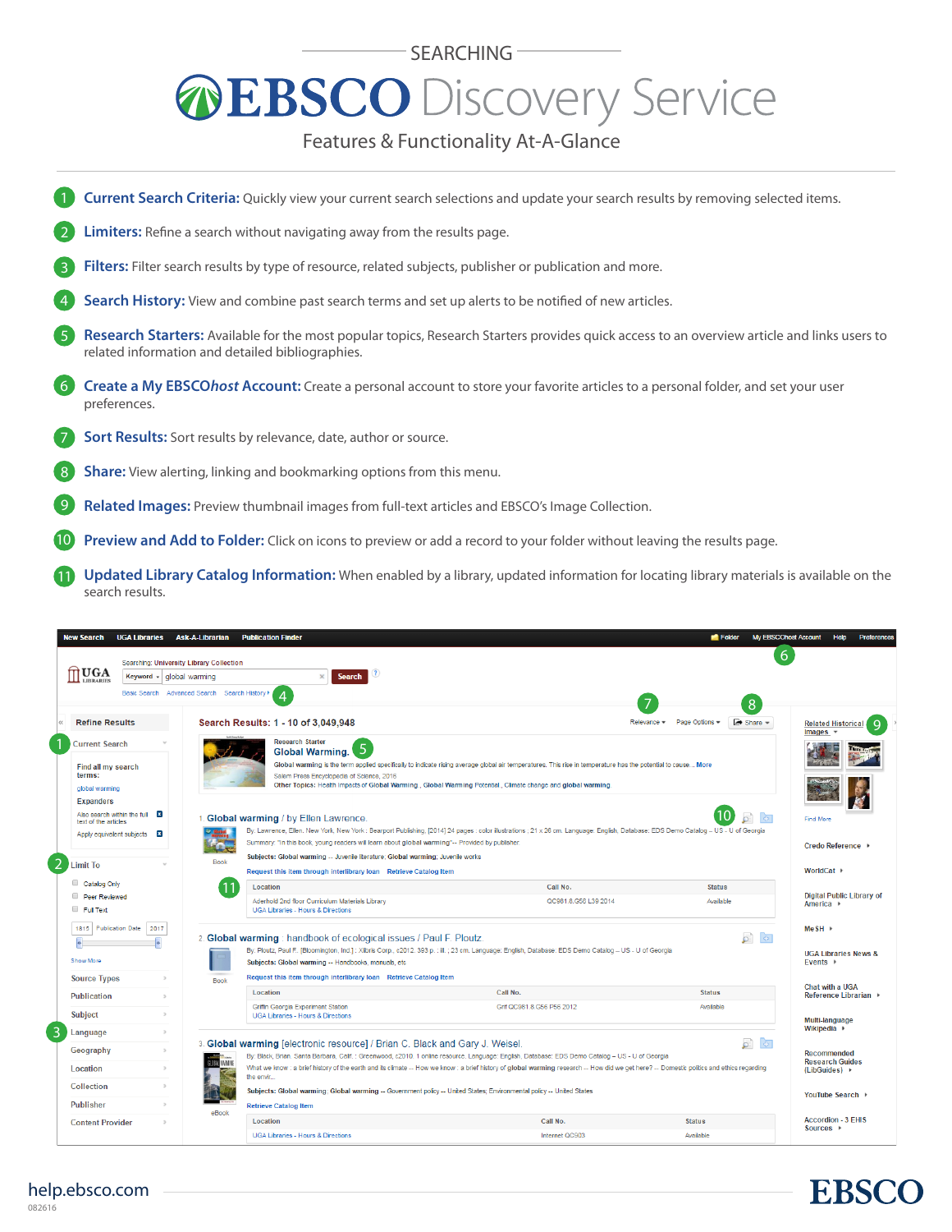# SEARCHING

# EBSCO Discovery Service

## Features & Functionality At-A-Glance

1. **Current Search Criteria:** Quickly view your current search selections and update your search results by removing selected items.
2. **Limiters:** Refine a search without navigating away from the results page.
3. **Filters:** Filter search results by type of resource, related subjects, publisher or publication and more.
4. **Search History:** View and combine past search terms and set up alerts to be notified of new articles.
5. **Research Starters:** Available for the most popular topics, Research Starters provides quick access to an overview article and links users to related information and detailed bibliographies.
6. **Create a My EBSCO*host* Account:** Create a personal account to store your favorite articles to a personal folder, and set your user preferences.
7. **Sort Results:** Sort results by relevance, date, author or source.
8. **Share:** View alerting, linking and bookmarking options from this menu.
9. **Related Images:** Preview thumbnail images from full-text articles and EBSCO's Image Collection.
10. **Preview and Add to Folder:** Click on icons to preview or add a record to your folder without leaving the results page.
11. **Updated Library Catalog Information:** When enabled by a library, updated information for locating library materials is available on the search results.

help.ebsco.com

082616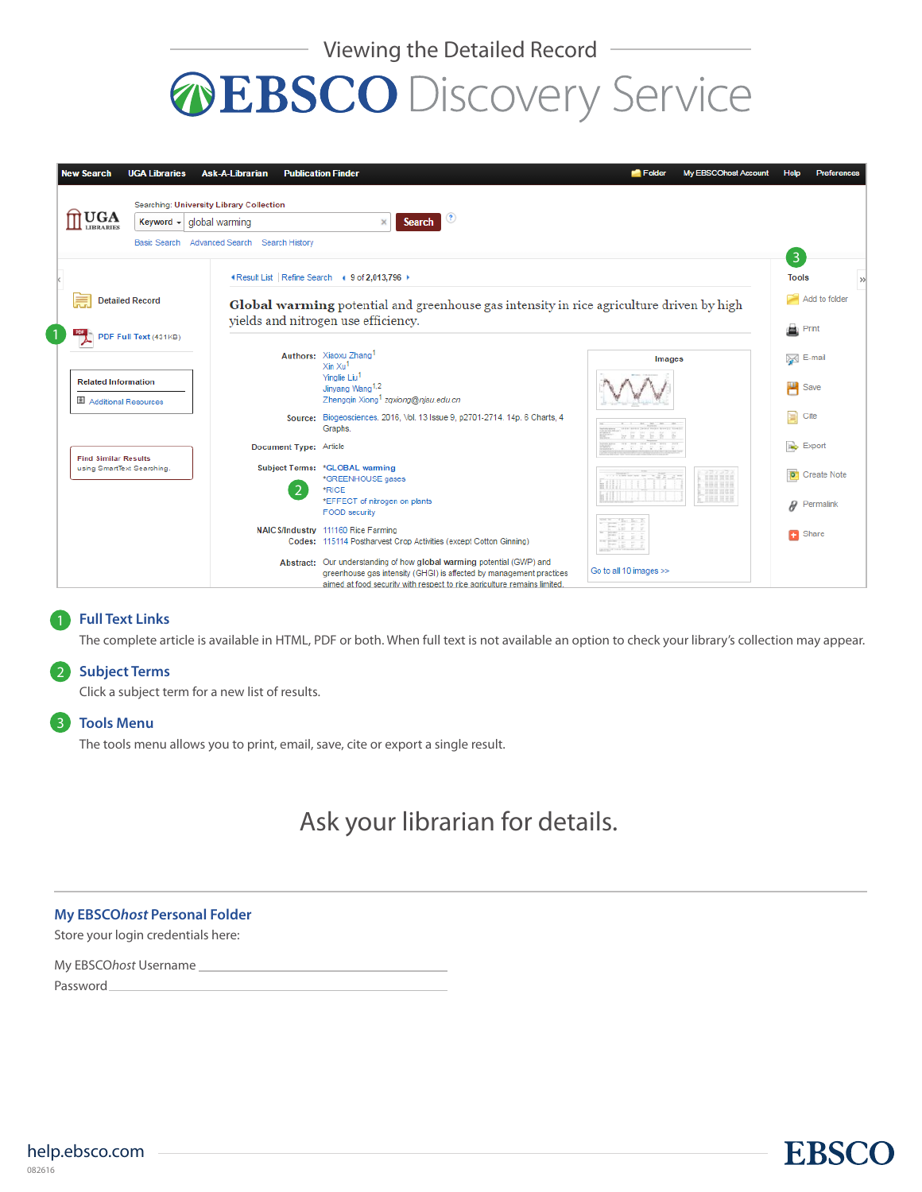# Viewing the Detailed Record

# EBSCO Discovery Service

New Search | UGA Libraries | Ask-A-Librarian | Publication Finder | Folder | My EBSCOhost Account | Help | Preferences

Searching: University Library Collection

Keyword | global warming | Search

Basic Search | Advanced Search | Search History

Result List | Refine Search | 9 of 2,013,796

Detailed Record

PDF Full Text (431KB)

Related Information

Additional Resources

Find Similar Results using SmartText Searching.

**Global warming** potential and greenhouse gas intensity in rice agriculture driven by high yields and nitrogen use efficiency.

**Authors:** Xiaoxu Zhang[1]
Xin Xu[1]
Yinglie Liu[1]
Jinyang Wang[1,2]
Zhengqin Xiong[1] zqxiong@njau.edu.cn

**Source:** Biogeosciences. 2016, Vol. 13 Issue 9, p2701-2714. 14p. 6 Charts, 4 Graphs.

**Document Type:** Article

**Subject Terms:** *GLOBAL warming
*GREENHOUSE gases
*RICE
*EFFECT of nitrogen on plants
FOOD security

**NAICS/Industry Codes:** 111160 Rice Farming
115114 Postharvest Crop Activities (except Cotton Ginning)

**Abstract:** Our understanding of how global warming potential (GWP) and greenhouse gas intensity (GHGI) is affected by management practices aimed at food security with respect to rice agriculture remains limited.

Images

Go to all 10 images >>

Tools: Add to folder | Print | E-mail | Save | Cite | Export | Create Note | Permalink | Share

## 1 Full Text Links

The complete article is available in HTML, PDF or both. When full text is not available an option to check your library's collection may appear.

## 2 Subject Terms

Click a subject term for a new list of results.

## 3 Tools Menu

The tools menu allows you to print, email, save, cite or export a single result.

## Ask your librarian for details.

---

### My EBSCO*host* Personal Folder

Store your login credentials here:

My EBSCO*host* Username ______________________________

Password ______________________________

help.ebsco.com

082616